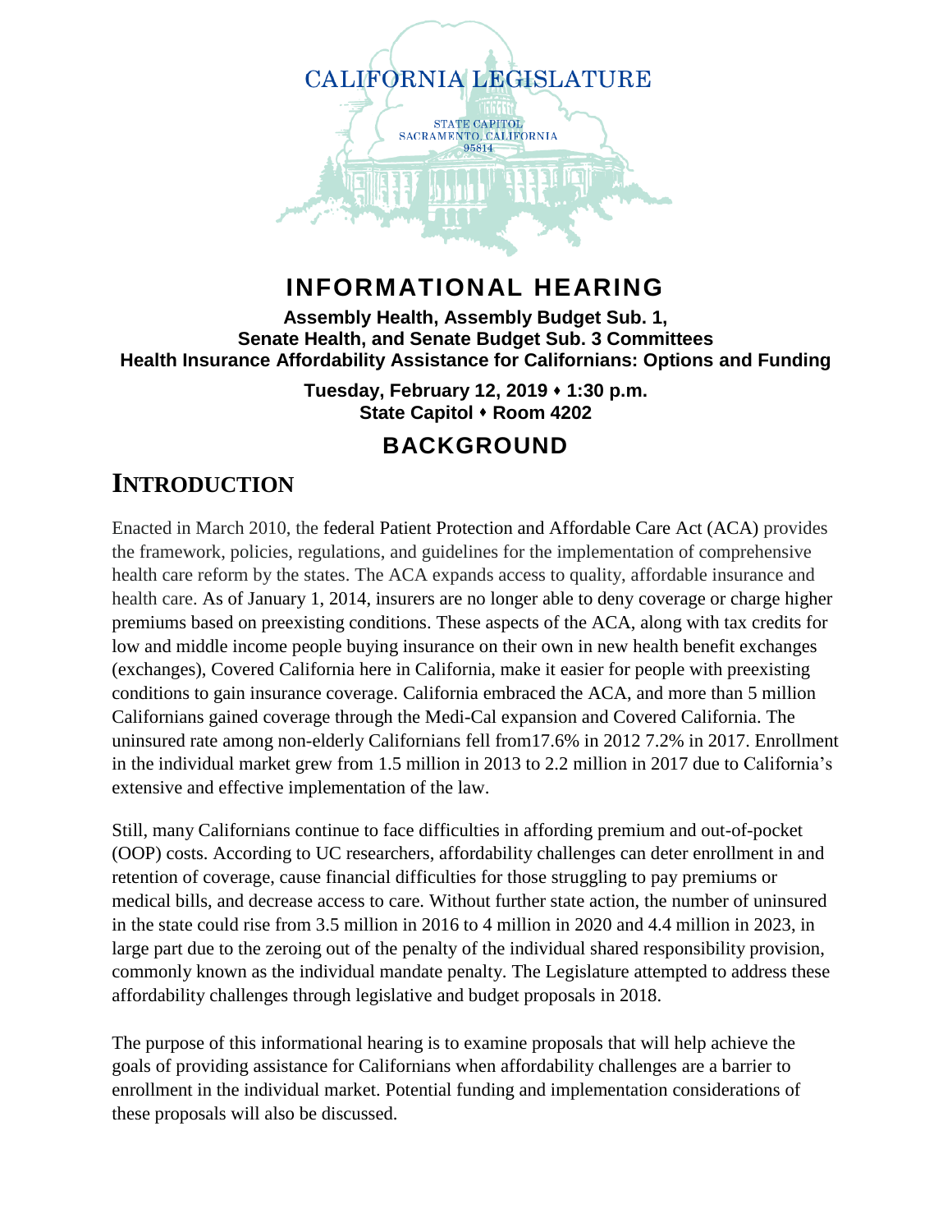CALIFORNIA LEGISLATURE

STATE CAPITOL
SACRAMENTO, CALIFORNIA
95814

# INFORMATIONAL HEARING

**Assembly Health, Assembly Budget Sub. 1, Senate Health, and Senate Budget Sub. 3 Committees**
**Health Insurance Affordability Assistance for Californians: Options and Funding**

**Tuesday, February 12, 2019 ⬩ 1:30 p.m.**
**State Capitol ⬩ Room 4202**

## BACKGROUND

## INTRODUCTION

Enacted in March 2010, the federal Patient Protection and Affordable Care Act (ACA) provides the framework, policies, regulations, and guidelines for the implementation of comprehensive health care reform by the states. The ACA expands access to quality, affordable insurance and health care. As of January 1, 2014, insurers are no longer able to deny coverage or charge higher premiums based on preexisting conditions. These aspects of the ACA, along with tax credits for low and middle income people buying insurance on their own in new health benefit exchanges (exchanges), Covered California here in California, make it easier for people with preexisting conditions to gain insurance coverage. California embraced the ACA, and more than 5 million Californians gained coverage through the Medi-Cal expansion and Covered California. The uninsured rate among non-elderly Californians fell from17.6% in 2012 7.2% in 2017. Enrollment in the individual market grew from 1.5 million in 2013 to 2.2 million in 2017 due to California's extensive and effective implementation of the law.

Still, many Californians continue to face difficulties in affording premium and out-of-pocket (OOP) costs. According to UC researchers, affordability challenges can deter enrollment in and retention of coverage, cause financial difficulties for those struggling to pay premiums or medical bills, and decrease access to care. Without further state action, the number of uninsured in the state could rise from 3.5 million in 2016 to 4 million in 2020 and 4.4 million in 2023, in large part due to the zeroing out of the penalty of the individual shared responsibility provision, commonly known as the individual mandate penalty. The Legislature attempted to address these affordability challenges through legislative and budget proposals in 2018.

The purpose of this informational hearing is to examine proposals that will help achieve the goals of providing assistance for Californians when affordability challenges are a barrier to enrollment in the individual market. Potential funding and implementation considerations of these proposals will also be discussed.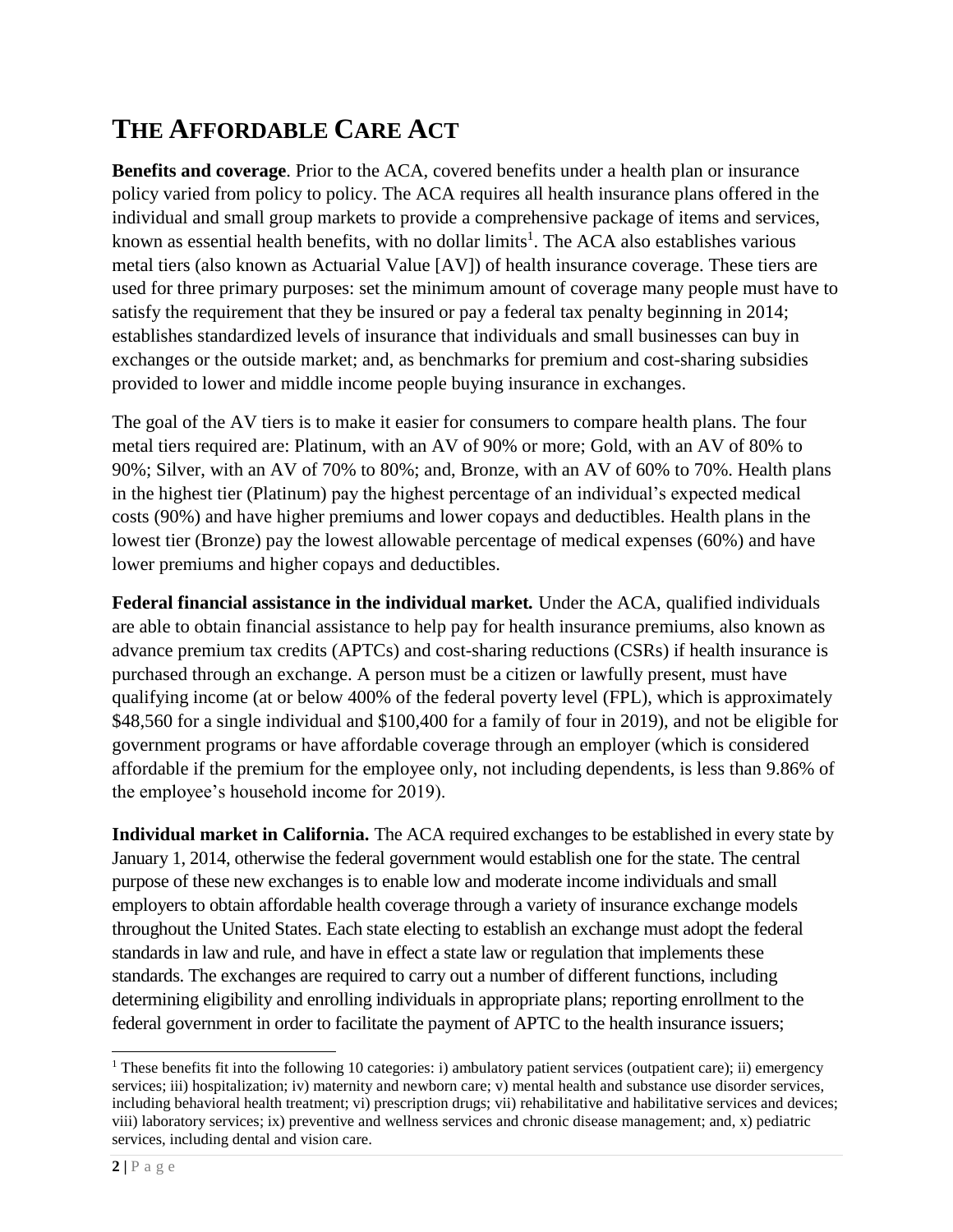# THE AFFORDABLE CARE ACT

**Benefits and coverage**. Prior to the ACA, covered benefits under a health plan or insurance policy varied from policy to policy. The ACA requires all health insurance plans offered in the individual and small group markets to provide a comprehensive package of items and services, known as essential health benefits, with no dollar limits[1]. The ACA also establishes various metal tiers (also known as Actuarial Value [AV]) of health insurance coverage. These tiers are used for three primary purposes: set the minimum amount of coverage many people must have to satisfy the requirement that they be insured or pay a federal tax penalty beginning in 2014; establishes standardized levels of insurance that individuals and small businesses can buy in exchanges or the outside market; and, as benchmarks for premium and cost-sharing subsidies provided to lower and middle income people buying insurance in exchanges.

The goal of the AV tiers is to make it easier for consumers to compare health plans. The four metal tiers required are: Platinum, with an AV of 90% or more; Gold, with an AV of 80% to 90%; Silver, with an AV of 70% to 80%; and, Bronze, with an AV of 60% to 70%. Health plans in the highest tier (Platinum) pay the highest percentage of an individual's expected medical costs (90%) and have higher premiums and lower copays and deductibles. Health plans in the lowest tier (Bronze) pay the lowest allowable percentage of medical expenses (60%) and have lower premiums and higher copays and deductibles.

**Federal financial assistance in the individual market.** Under the ACA, qualified individuals are able to obtain financial assistance to help pay for health insurance premiums, also known as advance premium tax credits (APTCs) and cost-sharing reductions (CSRs) if health insurance is purchased through an exchange. A person must be a citizen or lawfully present, must have qualifying income (at or below 400% of the federal poverty level (FPL), which is approximately $48,560 for a single individual and $100,400 for a family of four in 2019), and not be eligible for government programs or have affordable coverage through an employer (which is considered affordable if the premium for the employee only, not including dependents, is less than 9.86% of the employee's household income for 2019).

**Individual market in California.** The ACA required exchanges to be established in every state by January 1, 2014, otherwise the federal government would establish one for the state. The central purpose of these new exchanges is to enable low and moderate income individuals and small employers to obtain affordable health coverage through a variety of insurance exchange models throughout the United States. Each state electing to establish an exchange must adopt the federal standards in law and rule, and have in effect a state law or regulation that implements these standards. The exchanges are required to carry out a number of different functions, including determining eligibility and enrolling individuals in appropriate plans; reporting enrollment to the federal government in order to facilitate the payment of APTC to the health insurance issuers;

[1] These benefits fit into the following 10 categories: i) ambulatory patient services (outpatient care); ii) emergency services; iii) hospitalization; iv) maternity and newborn care; v) mental health and substance use disorder services, including behavioral health treatment; vi) prescription drugs; vii) rehabilitative and habilitative services and devices; viii) laboratory services; ix) preventive and wellness services and chronic disease management; and, x) pediatric services, including dental and vision care.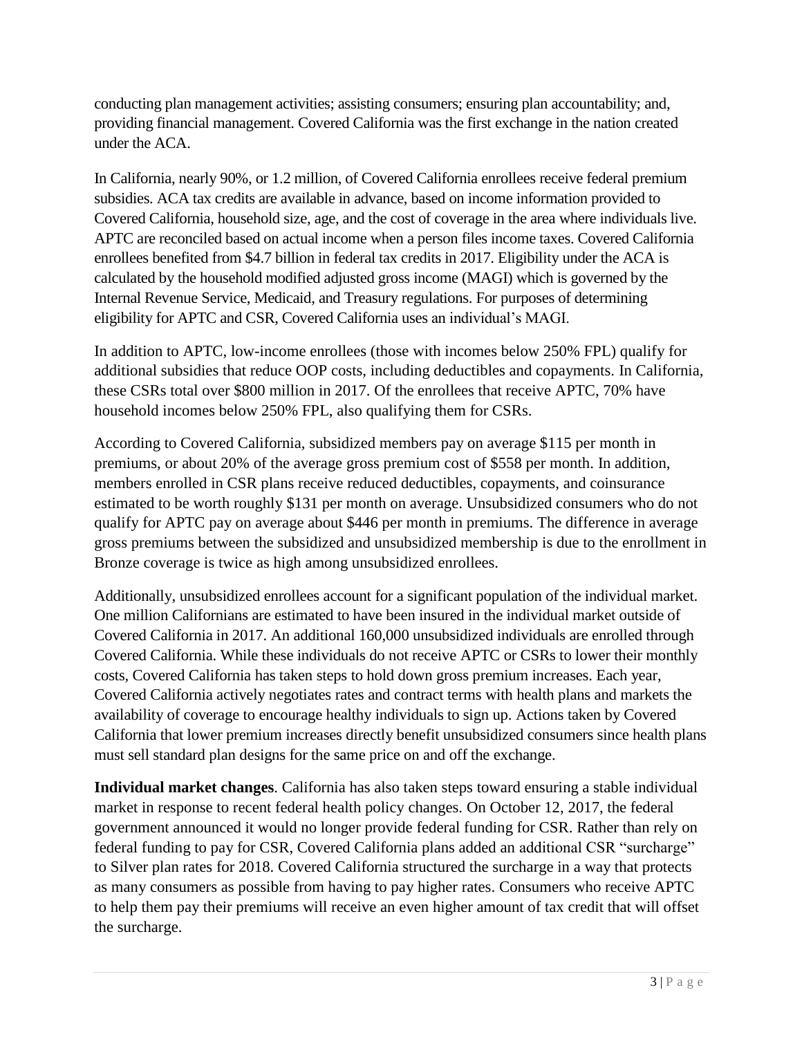conducting plan management activities; assisting consumers; ensuring plan accountability; and, providing financial management. Covered California was the first exchange in the nation created under the ACA.

In California, nearly 90%, or 1.2 million, of Covered California enrollees receive federal premium subsidies. ACA tax credits are available in advance, based on income information provided to Covered California, household size, age, and the cost of coverage in the area where individuals live. APTC are reconciled based on actual income when a person files income taxes. Covered California enrollees benefited from $4.7 billion in federal tax credits in 2017. Eligibility under the ACA is calculated by the household modified adjusted gross income (MAGI) which is governed by the Internal Revenue Service, Medicaid, and Treasury regulations. For purposes of determining eligibility for APTC and CSR, Covered California uses an individual's MAGI.

In addition to APTC, low-income enrollees (those with incomes below 250% FPL) qualify for additional subsidies that reduce OOP costs, including deductibles and copayments. In California, these CSRs total over $800 million in 2017. Of the enrollees that receive APTC, 70% have household incomes below 250% FPL, also qualifying them for CSRs.

According to Covered California, subsidized members pay on average $115 per month in premiums, or about 20% of the average gross premium cost of $558 per month. In addition, members enrolled in CSR plans receive reduced deductibles, copayments, and coinsurance estimated to be worth roughly $131 per month on average. Unsubsidized consumers who do not qualify for APTC pay on average about $446 per month in premiums. The difference in average gross premiums between the subsidized and unsubsidized membership is due to the enrollment in Bronze coverage is twice as high among unsubsidized enrollees.

Additionally, unsubsidized enrollees account for a significant population of the individual market. One million Californians are estimated to have been insured in the individual market outside of Covered California in 2017. An additional 160,000 unsubsidized individuals are enrolled through Covered California. While these individuals do not receive APTC or CSRs to lower their monthly costs, Covered California has taken steps to hold down gross premium increases. Each year, Covered California actively negotiates rates and contract terms with health plans and markets the availability of coverage to encourage healthy individuals to sign up. Actions taken by Covered California that lower premium increases directly benefit unsubsidized consumers since health plans must sell standard plan designs for the same price on and off the exchange.

**Individual market changes**. California has also taken steps toward ensuring a stable individual market in response to recent federal health policy changes. On October 12, 2017, the federal government announced it would no longer provide federal funding for CSR. Rather than rely on federal funding to pay for CSR, Covered California plans added an additional CSR "surcharge" to Silver plan rates for 2018. Covered California structured the surcharge in a way that protects as many consumers as possible from having to pay higher rates. Consumers who receive APTC to help them pay their premiums will receive an even higher amount of tax credit that will offset the surcharge.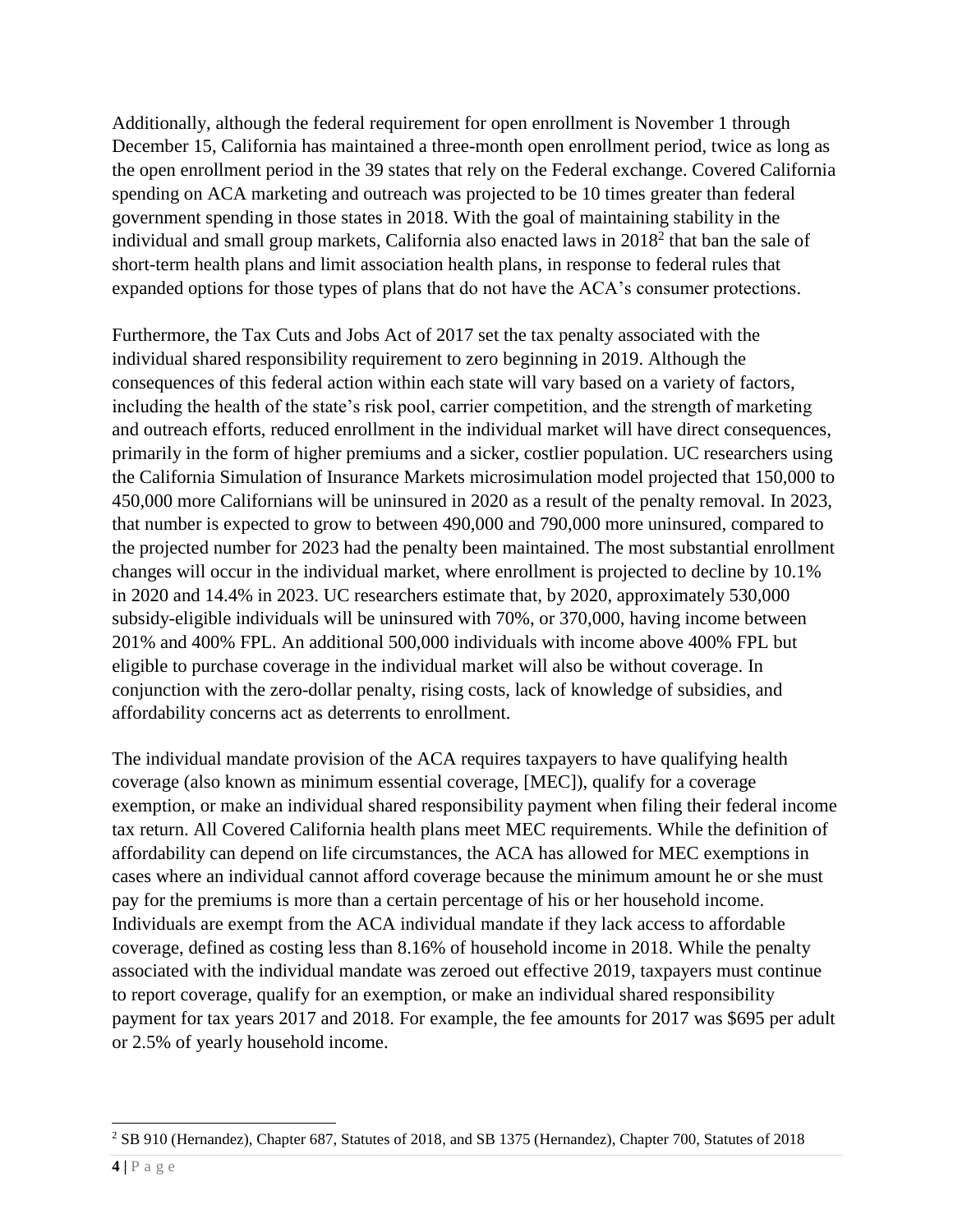Additionally, although the federal requirement for open enrollment is November 1 through December 15, California has maintained a three-month open enrollment period, twice as long as the open enrollment period in the 39 states that rely on the Federal exchange. Covered California spending on ACA marketing and outreach was projected to be 10 times greater than federal government spending in those states in 2018. With the goal of maintaining stability in the individual and small group markets, California also enacted laws in 2018[2] that ban the sale of short-term health plans and limit association health plans, in response to federal rules that expanded options for those types of plans that do not have the ACA's consumer protections.

Furthermore, the Tax Cuts and Jobs Act of 2017 set the tax penalty associated with the individual shared responsibility requirement to zero beginning in 2019. Although the consequences of this federal action within each state will vary based on a variety of factors, including the health of the state's risk pool, carrier competition, and the strength of marketing and outreach efforts, reduced enrollment in the individual market will have direct consequences, primarily in the form of higher premiums and a sicker, costlier population. UC researchers using the California Simulation of Insurance Markets microsimulation model projected that 150,000 to 450,000 more Californians will be uninsured in 2020 as a result of the penalty removal. In 2023, that number is expected to grow to between 490,000 and 790,000 more uninsured, compared to the projected number for 2023 had the penalty been maintained. The most substantial enrollment changes will occur in the individual market, where enrollment is projected to decline by 10.1% in 2020 and 14.4% in 2023. UC researchers estimate that, by 2020, approximately 530,000 subsidy-eligible individuals will be uninsured with 70%, or 370,000, having income between 201% and 400% FPL. An additional 500,000 individuals with income above 400% FPL but eligible to purchase coverage in the individual market will also be without coverage. In conjunction with the zero-dollar penalty, rising costs, lack of knowledge of subsidies, and affordability concerns act as deterrents to enrollment.

The individual mandate provision of the ACA requires taxpayers to have qualifying health coverage (also known as minimum essential coverage, [MEC]), qualify for a coverage exemption, or make an individual shared responsibility payment when filing their federal income tax return. All Covered California health plans meet MEC requirements. While the definition of affordability can depend on life circumstances, the ACA has allowed for MEC exemptions in cases where an individual cannot afford coverage because the minimum amount he or she must pay for the premiums is more than a certain percentage of his or her household income. Individuals are exempt from the ACA individual mandate if they lack access to affordable coverage, defined as costing less than 8.16% of household income in 2018. While the penalty associated with the individual mandate was zeroed out effective 2019, taxpayers must continue to report coverage, qualify for an exemption, or make an individual shared responsibility payment for tax years 2017 and 2018. For example, the fee amounts for 2017 was $695 per adult or 2.5% of yearly household income.

---

[2] SB 910 (Hernandez), Chapter 687, Statutes of 2018, and SB 1375 (Hernandez), Chapter 700, Statutes of 2018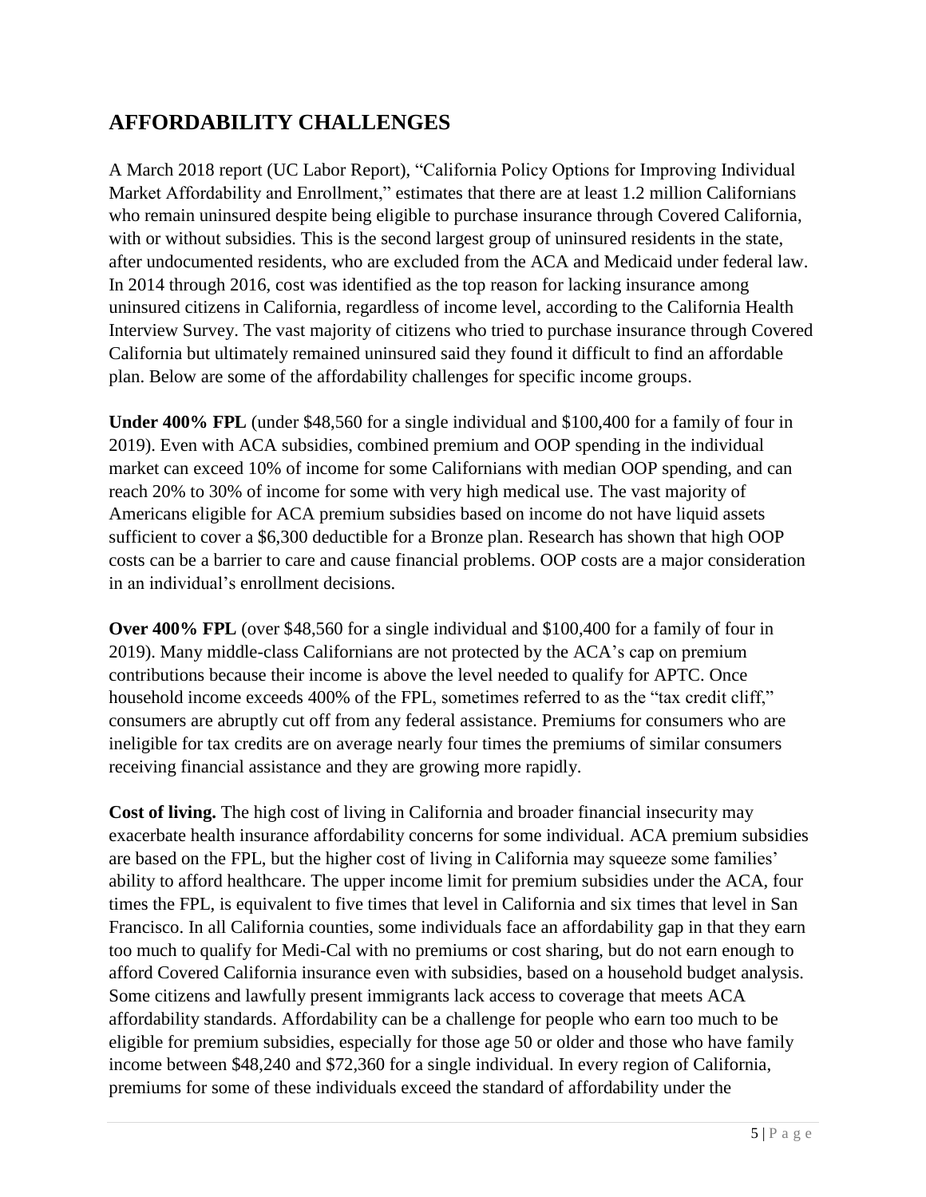## AFFORDABILITY CHALLENGES

A March 2018 report (UC Labor Report), "California Policy Options for Improving Individual Market Affordability and Enrollment," estimates that there are at least 1.2 million Californians who remain uninsured despite being eligible to purchase insurance through Covered California, with or without subsidies. This is the second largest group of uninsured residents in the state, after undocumented residents, who are excluded from the ACA and Medicaid under federal law. In 2014 through 2016, cost was identified as the top reason for lacking insurance among uninsured citizens in California, regardless of income level, according to the California Health Interview Survey. The vast majority of citizens who tried to purchase insurance through Covered California but ultimately remained uninsured said they found it difficult to find an affordable plan. Below are some of the affordability challenges for specific income groups.

**Under 400% FPL** (under $48,560 for a single individual and $100,400 for a family of four in 2019). Even with ACA subsidies, combined premium and OOP spending in the individual market can exceed 10% of income for some Californians with median OOP spending, and can reach 20% to 30% of income for some with very high medical use. The vast majority of Americans eligible for ACA premium subsidies based on income do not have liquid assets sufficient to cover a $6,300 deductible for a Bronze plan. Research has shown that high OOP costs can be a barrier to care and cause financial problems. OOP costs are a major consideration in an individual's enrollment decisions.

**Over 400% FPL** (over $48,560 for a single individual and $100,400 for a family of four in 2019). Many middle-class Californians are not protected by the ACA's cap on premium contributions because their income is above the level needed to qualify for APTC. Once household income exceeds 400% of the FPL, sometimes referred to as the "tax credit cliff," consumers are abruptly cut off from any federal assistance. Premiums for consumers who are ineligible for tax credits are on average nearly four times the premiums of similar consumers receiving financial assistance and they are growing more rapidly.

**Cost of living.** The high cost of living in California and broader financial insecurity may exacerbate health insurance affordability concerns for some individual. ACA premium subsidies are based on the FPL, but the higher cost of living in California may squeeze some families' ability to afford healthcare. The upper income limit for premium subsidies under the ACA, four times the FPL, is equivalent to five times that level in California and six times that level in San Francisco. In all California counties, some individuals face an affordability gap in that they earn too much to qualify for Medi-Cal with no premiums or cost sharing, but do not earn enough to afford Covered California insurance even with subsidies, based on a household budget analysis. Some citizens and lawfully present immigrants lack access to coverage that meets ACA affordability standards. Affordability can be a challenge for people who earn too much to be eligible for premium subsidies, especially for those age 50 or older and those who have family income between $48,240 and $72,360 for a single individual. In every region of California, premiums for some of these individuals exceed the standard of affordability under the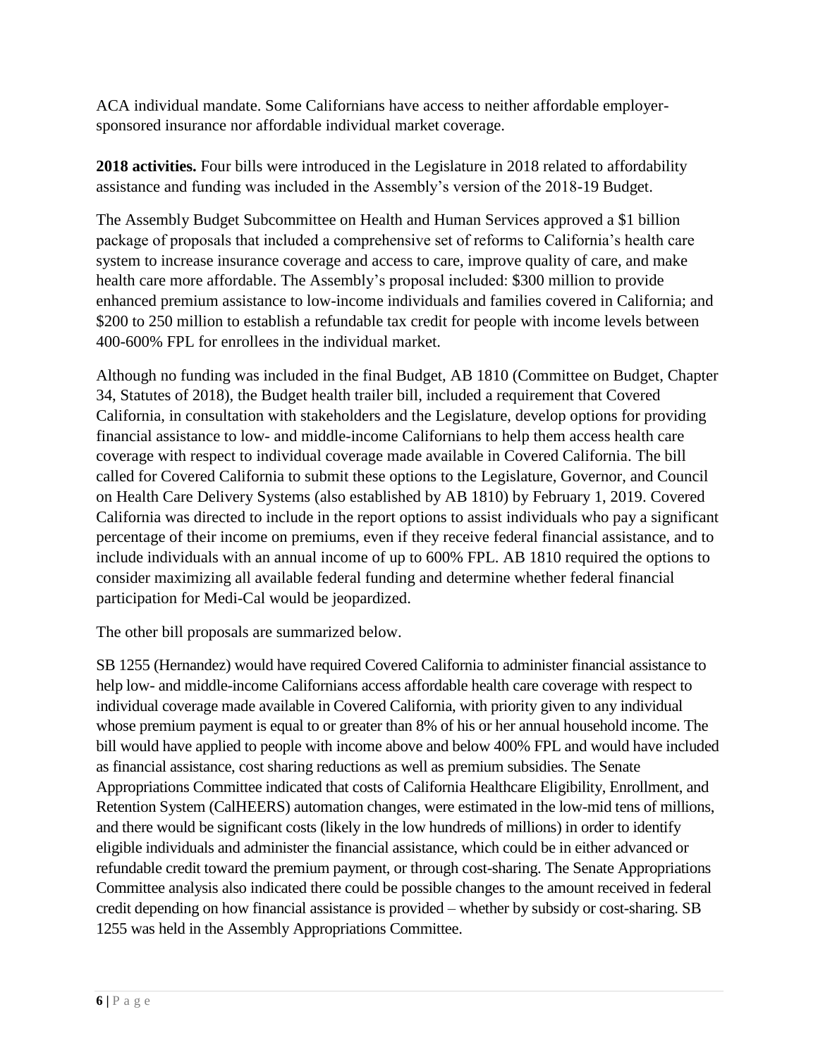ACA individual mandate. Some Californians have access to neither affordable employer-sponsored insurance nor affordable individual market coverage.

**2018 activities.** Four bills were introduced in the Legislature in 2018 related to affordability assistance and funding was included in the Assembly's version of the 2018-19 Budget.

The Assembly Budget Subcommittee on Health and Human Services approved a $1 billion package of proposals that included a comprehensive set of reforms to California's health care system to increase insurance coverage and access to care, improve quality of care, and make health care more affordable. The Assembly's proposal included: $300 million to provide enhanced premium assistance to low-income individuals and families covered in California; and $200 to 250 million to establish a refundable tax credit for people with income levels between 400-600% FPL for enrollees in the individual market.

Although no funding was included in the final Budget, AB 1810 (Committee on Budget, Chapter 34, Statutes of 2018), the Budget health trailer bill, included a requirement that Covered California, in consultation with stakeholders and the Legislature, develop options for providing financial assistance to low- and middle-income Californians to help them access health care coverage with respect to individual coverage made available in Covered California. The bill called for Covered California to submit these options to the Legislature, Governor, and Council on Health Care Delivery Systems (also established by AB 1810) by February 1, 2019. Covered California was directed to include in the report options to assist individuals who pay a significant percentage of their income on premiums, even if they receive federal financial assistance, and to include individuals with an annual income of up to 600% FPL. AB 1810 required the options to consider maximizing all available federal funding and determine whether federal financial participation for Medi-Cal would be jeopardized.

The other bill proposals are summarized below.

SB 1255 (Hernandez) would have required Covered California to administer financial assistance to help low- and middle-income Californians access affordable health care coverage with respect to individual coverage made available in Covered California, with priority given to any individual whose premium payment is equal to or greater than 8% of his or her annual household income. The bill would have applied to people with income above and below 400% FPL and would have included as financial assistance, cost sharing reductions as well as premium subsidies. The Senate Appropriations Committee indicated that costs of California Healthcare Eligibility, Enrollment, and Retention System (CalHEERS) automation changes, were estimated in the low-mid tens of millions, and there would be significant costs (likely in the low hundreds of millions) in order to identify eligible individuals and administer the financial assistance, which could be in either advanced or refundable credit toward the premium payment, or through cost-sharing. The Senate Appropriations Committee analysis also indicated there could be possible changes to the amount received in federal credit depending on how financial assistance is provided – whether by subsidy or cost-sharing. SB 1255 was held in the Assembly Appropriations Committee.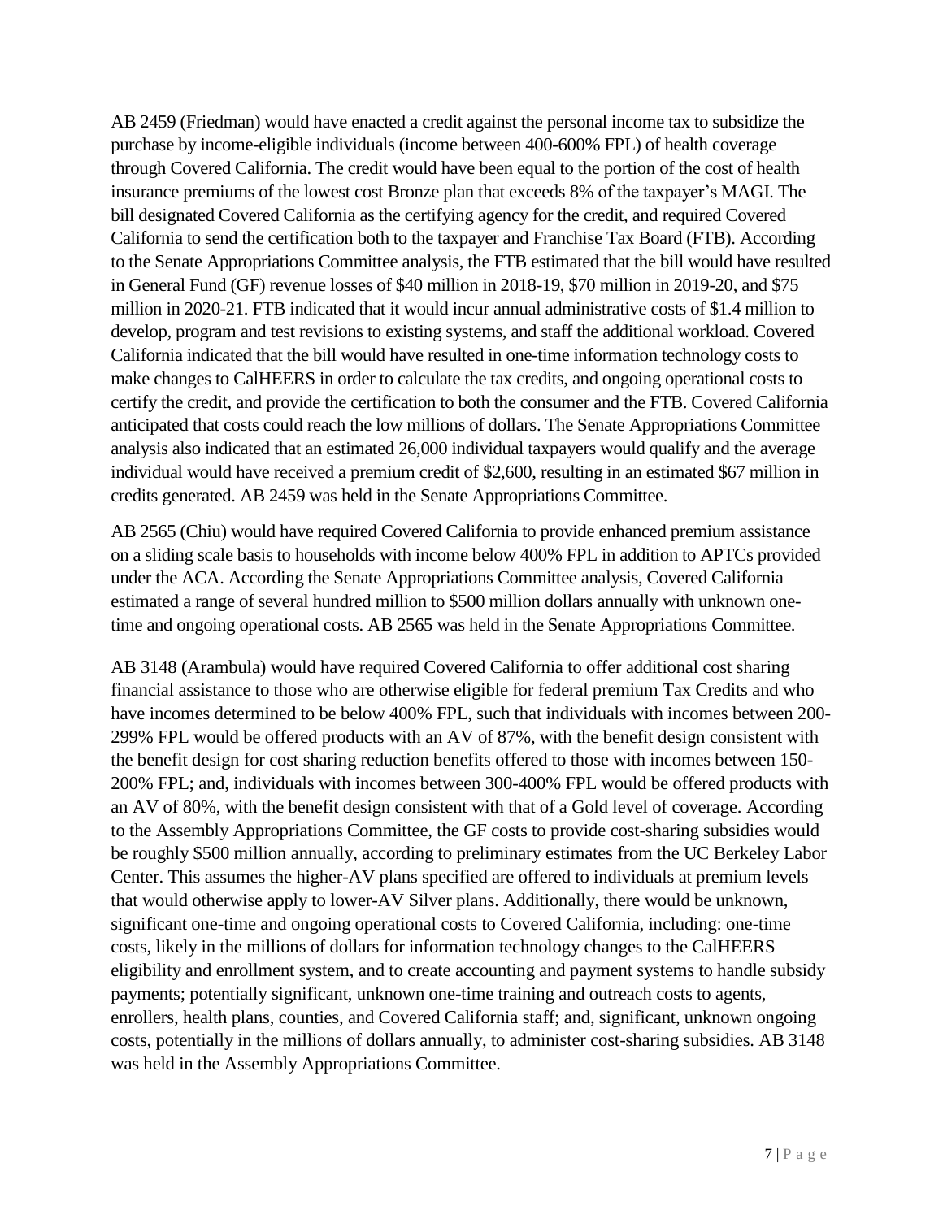AB 2459 (Friedman) would have enacted a credit against the personal income tax to subsidize the purchase by income-eligible individuals (income between 400-600% FPL) of health coverage through Covered California. The credit would have been equal to the portion of the cost of health insurance premiums of the lowest cost Bronze plan that exceeds 8% of the taxpayer's MAGI. The bill designated Covered California as the certifying agency for the credit, and required Covered California to send the certification both to the taxpayer and Franchise Tax Board (FTB). According to the Senate Appropriations Committee analysis, the FTB estimated that the bill would have resulted in General Fund (GF) revenue losses of $40 million in 2018-19, $70 million in 2019-20, and $75 million in 2020-21. FTB indicated that it would incur annual administrative costs of $1.4 million to develop, program and test revisions to existing systems, and staff the additional workload. Covered California indicated that the bill would have resulted in one-time information technology costs to make changes to CalHEERS in order to calculate the tax credits, and ongoing operational costs to certify the credit, and provide the certification to both the consumer and the FTB. Covered California anticipated that costs could reach the low millions of dollars. The Senate Appropriations Committee analysis also indicated that an estimated 26,000 individual taxpayers would qualify and the average individual would have received a premium credit of $2,600, resulting in an estimated $67 million in credits generated. AB 2459 was held in the Senate Appropriations Committee.

AB 2565 (Chiu) would have required Covered California to provide enhanced premium assistance on a sliding scale basis to households with income below 400% FPL in addition to APTCs provided under the ACA. According the Senate Appropriations Committee analysis, Covered California estimated a range of several hundred million to $500 million dollars annually with unknown one-time and ongoing operational costs. AB 2565 was held in the Senate Appropriations Committee.

AB 3148 (Arambula) would have required Covered California to offer additional cost sharing financial assistance to those who are otherwise eligible for federal premium Tax Credits and who have incomes determined to be below 400% FPL, such that individuals with incomes between 200-299% FPL would be offered products with an AV of 87%, with the benefit design consistent with the benefit design for cost sharing reduction benefits offered to those with incomes between 150-200% FPL; and, individuals with incomes between 300-400% FPL would be offered products with an AV of 80%, with the benefit design consistent with that of a Gold level of coverage. According to the Assembly Appropriations Committee, the GF costs to provide cost-sharing subsidies would be roughly $500 million annually, according to preliminary estimates from the UC Berkeley Labor Center. This assumes the higher-AV plans specified are offered to individuals at premium levels that would otherwise apply to lower-AV Silver plans. Additionally, there would be unknown, significant one-time and ongoing operational costs to Covered California, including: one-time costs, likely in the millions of dollars for information technology changes to the CalHEERS eligibility and enrollment system, and to create accounting and payment systems to handle subsidy payments; potentially significant, unknown one-time training and outreach costs to agents, enrollers, health plans, counties, and Covered California staff; and, significant, unknown ongoing costs, potentially in the millions of dollars annually, to administer cost-sharing subsidies. AB 3148 was held in the Assembly Appropriations Committee.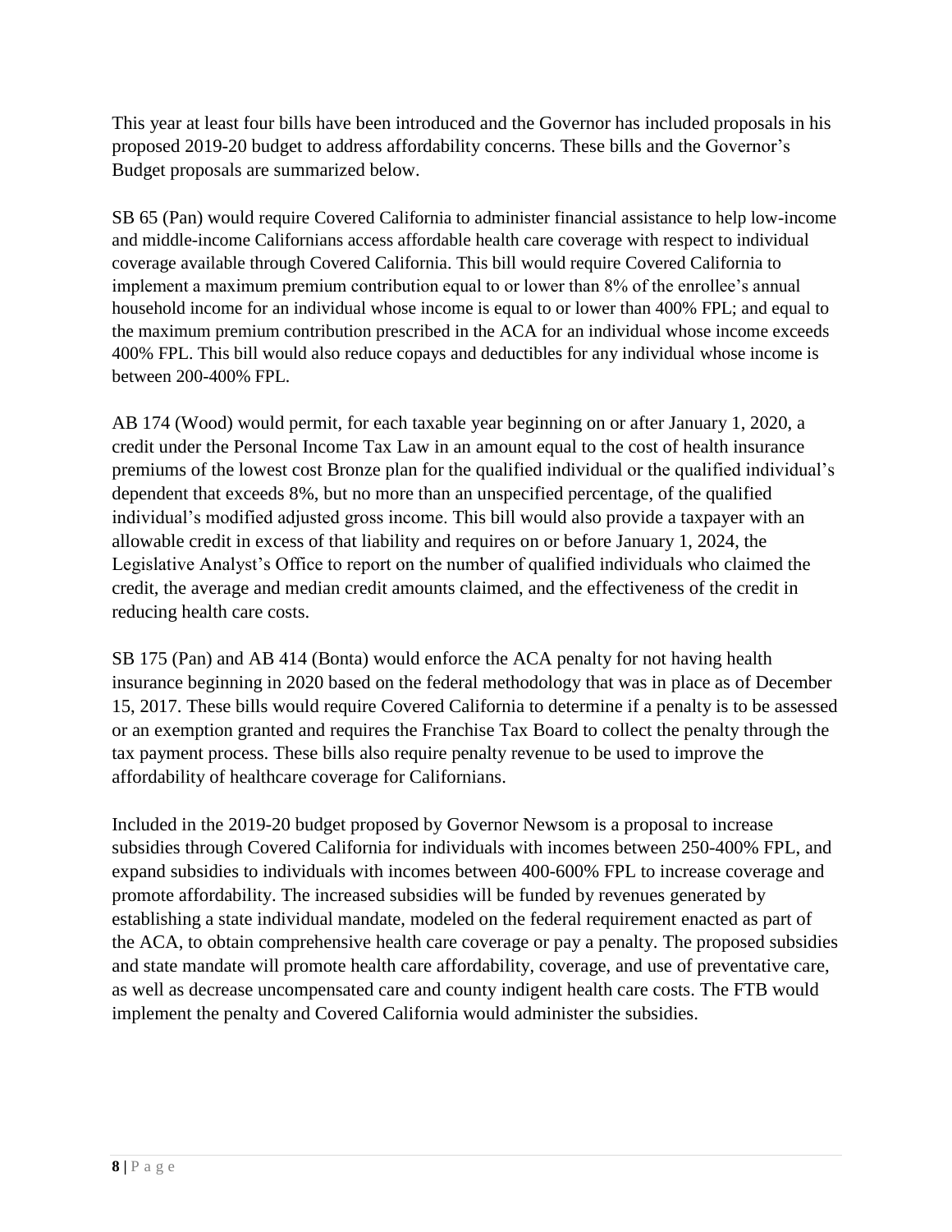This year at least four bills have been introduced and the Governor has included proposals in his proposed 2019-20 budget to address affordability concerns. These bills and the Governor's Budget proposals are summarized below.

SB 65 (Pan) would require Covered California to administer financial assistance to help low-income and middle-income Californians access affordable health care coverage with respect to individual coverage available through Covered California. This bill would require Covered California to implement a maximum premium contribution equal to or lower than 8% of the enrollee's annual household income for an individual whose income is equal to or lower than 400% FPL; and equal to the maximum premium contribution prescribed in the ACA for an individual whose income exceeds 400% FPL. This bill would also reduce copays and deductibles for any individual whose income is between 200-400% FPL.

AB 174 (Wood) would permit, for each taxable year beginning on or after January 1, 2020, a credit under the Personal Income Tax Law in an amount equal to the cost of health insurance premiums of the lowest cost Bronze plan for the qualified individual or the qualified individual's dependent that exceeds 8%, but no more than an unspecified percentage, of the qualified individual's modified adjusted gross income. This bill would also provide a taxpayer with an allowable credit in excess of that liability and requires on or before January 1, 2024, the Legislative Analyst's Office to report on the number of qualified individuals who claimed the credit, the average and median credit amounts claimed, and the effectiveness of the credit in reducing health care costs.

SB 175 (Pan) and AB 414 (Bonta) would enforce the ACA penalty for not having health insurance beginning in 2020 based on the federal methodology that was in place as of December 15, 2017. These bills would require Covered California to determine if a penalty is to be assessed or an exemption granted and requires the Franchise Tax Board to collect the penalty through the tax payment process. These bills also require penalty revenue to be used to improve the affordability of healthcare coverage for Californians.

Included in the 2019-20 budget proposed by Governor Newsom is a proposal to increase subsidies through Covered California for individuals with incomes between 250-400% FPL, and expand subsidies to individuals with incomes between 400-600% FPL to increase coverage and promote affordability. The increased subsidies will be funded by revenues generated by establishing a state individual mandate, modeled on the federal requirement enacted as part of the ACA, to obtain comprehensive health care coverage or pay a penalty. The proposed subsidies and state mandate will promote health care affordability, coverage, and use of preventative care, as well as decrease uncompensated care and county indigent health care costs. The FTB would implement the penalty and Covered California would administer the subsidies.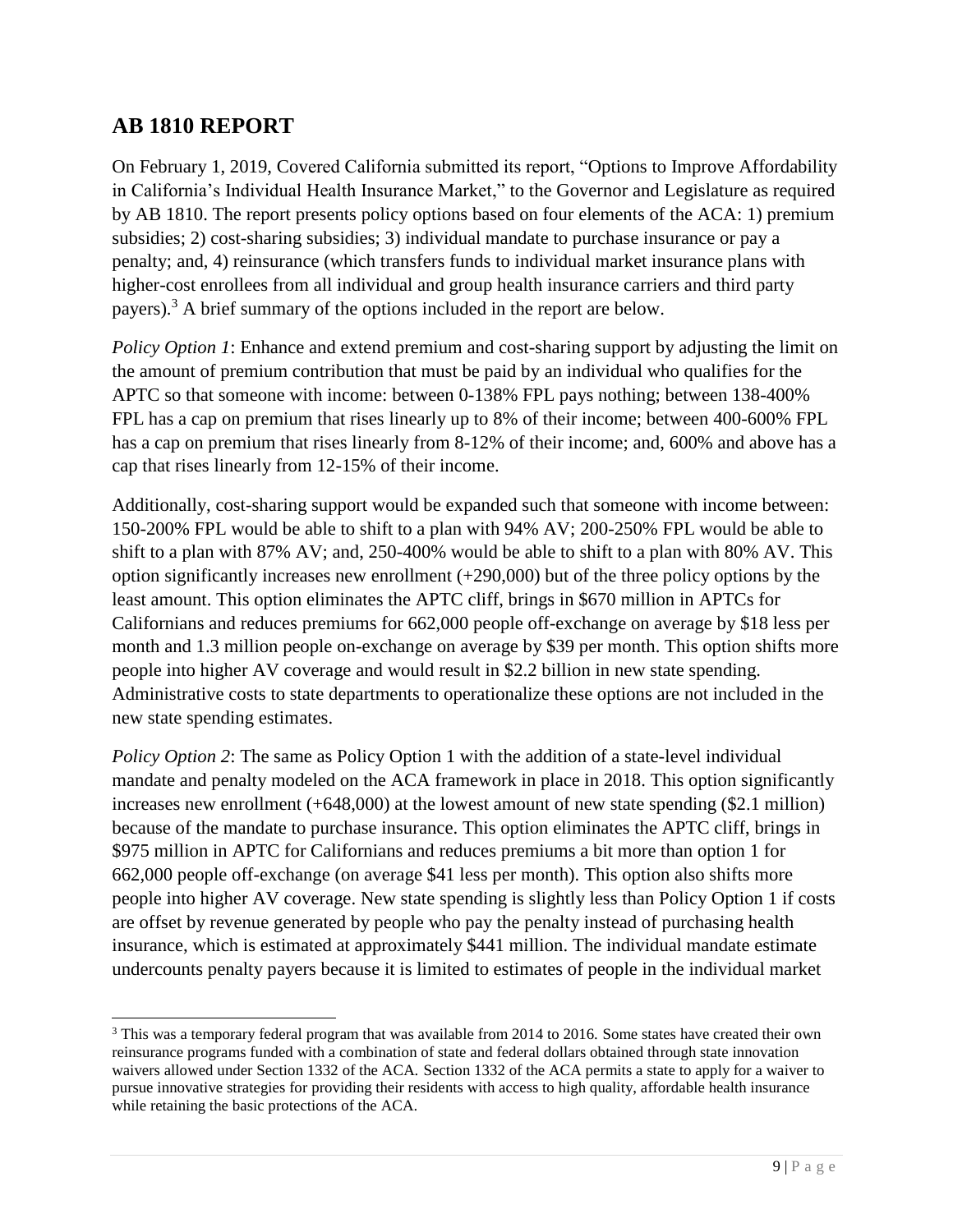## AB 1810 REPORT

On February 1, 2019, Covered California submitted its report, "Options to Improve Affordability in California's Individual Health Insurance Market," to the Governor and Legislature as required by AB 1810. The report presents policy options based on four elements of the ACA: 1) premium subsidies; 2) cost-sharing subsidies; 3) individual mandate to purchase insurance or pay a penalty; and, 4) reinsurance (which transfers funds to individual market insurance plans with higher-cost enrollees from all individual and group health insurance carriers and third party payers).[3] A brief summary of the options included in the report are below.

*Policy Option 1*: Enhance and extend premium and cost-sharing support by adjusting the limit on the amount of premium contribution that must be paid by an individual who qualifies for the APTC so that someone with income: between 0-138% FPL pays nothing; between 138-400% FPL has a cap on premium that rises linearly up to 8% of their income; between 400-600% FPL has a cap on premium that rises linearly from 8-12% of their income; and, 600% and above has a cap that rises linearly from 12-15% of their income.

Additionally, cost-sharing support would be expanded such that someone with income between: 150-200% FPL would be able to shift to a plan with 94% AV; 200-250% FPL would be able to shift to a plan with 87% AV; and, 250-400% would be able to shift to a plan with 80% AV. This option significantly increases new enrollment (+290,000) but of the three policy options by the least amount. This option eliminates the APTC cliff, brings in \$670 million in APTCs for Californians and reduces premiums for 662,000 people off-exchange on average by \$18 less per month and 1.3 million people on-exchange on average by \$39 per month. This option shifts more people into higher AV coverage and would result in \$2.2 billion in new state spending. Administrative costs to state departments to operationalize these options are not included in the new state spending estimates.

*Policy Option 2*: The same as Policy Option 1 with the addition of a state-level individual mandate and penalty modeled on the ACA framework in place in 2018. This option significantly increases new enrollment (+648,000) at the lowest amount of new state spending (\$2.1 million) because of the mandate to purchase insurance. This option eliminates the APTC cliff, brings in \$975 million in APTC for Californians and reduces premiums a bit more than option 1 for 662,000 people off-exchange (on average \$41 less per month). This option also shifts more people into higher AV coverage. New state spending is slightly less than Policy Option 1 if costs are offset by revenue generated by people who pay the penalty instead of purchasing health insurance, which is estimated at approximately \$441 million. The individual mandate estimate undercounts penalty payers because it is limited to estimates of people in the individual market

---

[3] This was a temporary federal program that was available from 2014 to 2016. Some states have created their own reinsurance programs funded with a combination of state and federal dollars obtained through state innovation waivers allowed under Section 1332 of the ACA. Section 1332 of the ACA permits a state to apply for a waiver to pursue innovative strategies for providing their residents with access to high quality, affordable health insurance while retaining the basic protections of the ACA.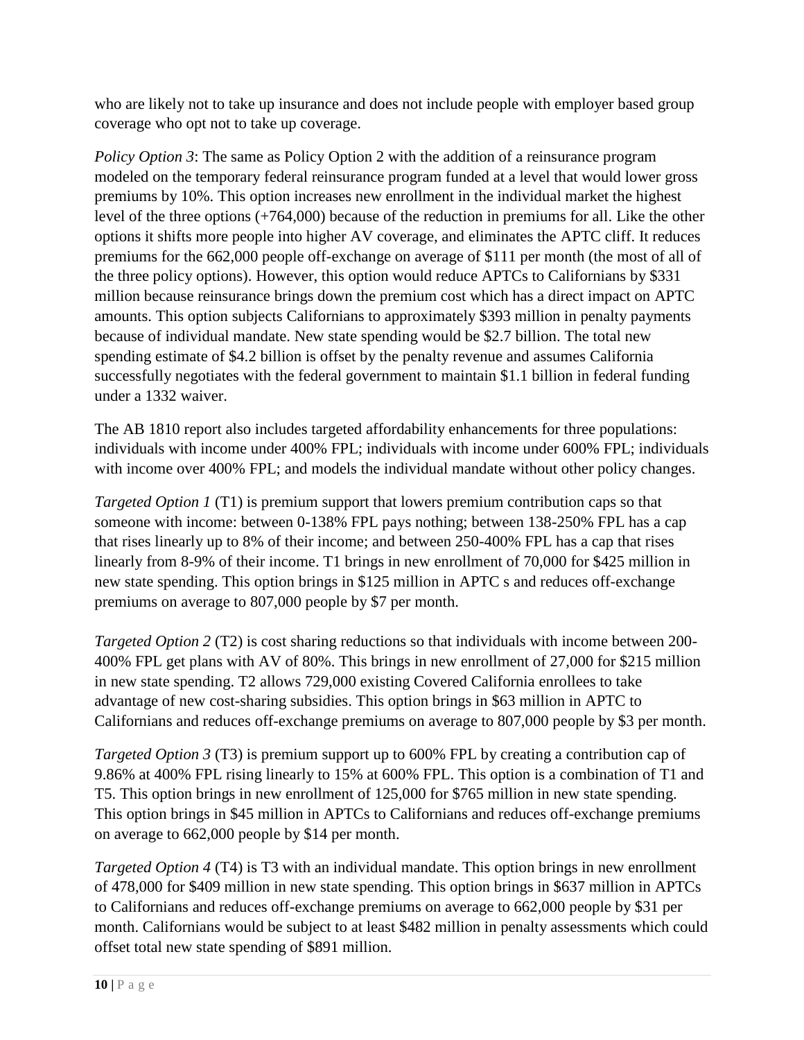who are likely not to take up insurance and does not include people with employer based group coverage who opt not to take up coverage.

*Policy Option 3*: The same as Policy Option 2 with the addition of a reinsurance program modeled on the temporary federal reinsurance program funded at a level that would lower gross premiums by 10%. This option increases new enrollment in the individual market the highest level of the three options (+764,000) because of the reduction in premiums for all. Like the other options it shifts more people into higher AV coverage, and eliminates the APTC cliff. It reduces premiums for the 662,000 people off-exchange on average of $111 per month (the most of all of the three policy options). However, this option would reduce APTCs to Californians by $331 million because reinsurance brings down the premium cost which has a direct impact on APTC amounts. This option subjects Californians to approximately $393 million in penalty payments because of individual mandate. New state spending would be $2.7 billion. The total new spending estimate of $4.2 billion is offset by the penalty revenue and assumes California successfully negotiates with the federal government to maintain $1.1 billion in federal funding under a 1332 waiver.

The AB 1810 report also includes targeted affordability enhancements for three populations: individuals with income under 400% FPL; individuals with income under 600% FPL; individuals with income over 400% FPL; and models the individual mandate without other policy changes.

*Targeted Option 1* (T1) is premium support that lowers premium contribution caps so that someone with income: between 0-138% FPL pays nothing; between 138-250% FPL has a cap that rises linearly up to 8% of their income; and between 250-400% FPL has a cap that rises linearly from 8-9% of their income. T1 brings in new enrollment of 70,000 for $425 million in new state spending. This option brings in $125 million in APTC s and reduces off-exchange premiums on average to 807,000 people by $7 per month.

*Targeted Option 2* (T2) is cost sharing reductions so that individuals with income between 200-400% FPL get plans with AV of 80%. This brings in new enrollment of 27,000 for $215 million in new state spending. T2 allows 729,000 existing Covered California enrollees to take advantage of new cost-sharing subsidies. This option brings in $63 million in APTC to Californians and reduces off-exchange premiums on average to 807,000 people by $3 per month.

*Targeted Option 3* (T3) is premium support up to 600% FPL by creating a contribution cap of 9.86% at 400% FPL rising linearly to 15% at 600% FPL. This option is a combination of T1 and T5. This option brings in new enrollment of 125,000 for $765 million in new state spending. This option brings in $45 million in APTCs to Californians and reduces off-exchange premiums on average to 662,000 people by $14 per month.

*Targeted Option 4* (T4) is T3 with an individual mandate. This option brings in new enrollment of 478,000 for $409 million in new state spending. This option brings in $637 million in APTCs to Californians and reduces off-exchange premiums on average to 662,000 people by $31 per month. Californians would be subject to at least $482 million in penalty assessments which could offset total new state spending of $891 million.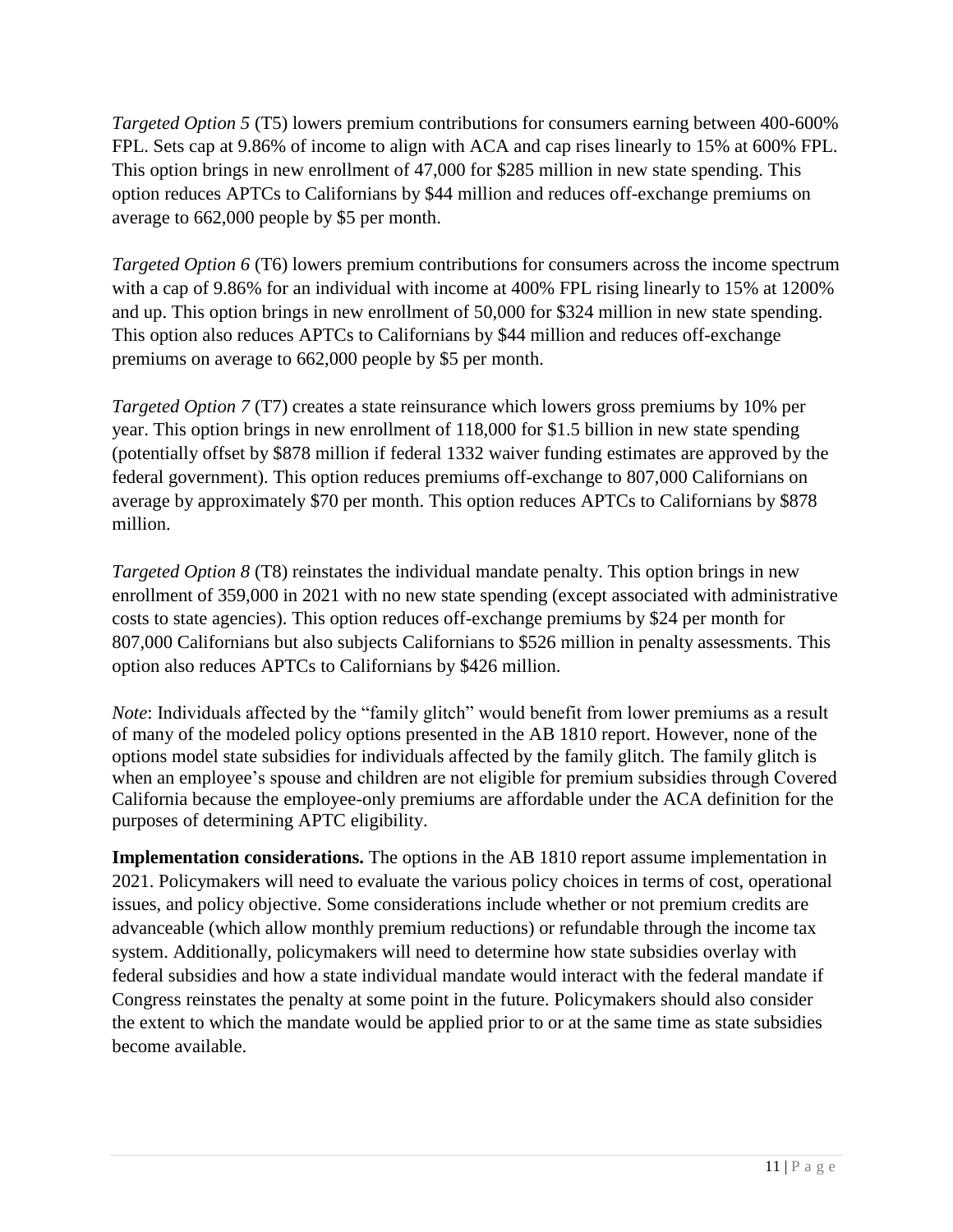*Targeted Option 5* (T5) lowers premium contributions for consumers earning between 400-600% FPL. Sets cap at 9.86% of income to align with ACA and cap rises linearly to 15% at 600% FPL. This option brings in new enrollment of 47,000 for $285 million in new state spending. This option reduces APTCs to Californians by $44 million and reduces off-exchange premiums on average to 662,000 people by $5 per month.

*Targeted Option 6* (T6) lowers premium contributions for consumers across the income spectrum with a cap of 9.86% for an individual with income at 400% FPL rising linearly to 15% at 1200% and up. This option brings in new enrollment of 50,000 for $324 million in new state spending. This option also reduces APTCs to Californians by $44 million and reduces off-exchange premiums on average to 662,000 people by $5 per month.

*Targeted Option 7* (T7) creates a state reinsurance which lowers gross premiums by 10% per year. This option brings in new enrollment of 118,000 for $1.5 billion in new state spending (potentially offset by $878 million if federal 1332 waiver funding estimates are approved by the federal government). This option reduces premiums off-exchange to 807,000 Californians on average by approximately $70 per month. This option reduces APTCs to Californians by $878 million.

*Targeted Option 8* (T8) reinstates the individual mandate penalty. This option brings in new enrollment of 359,000 in 2021 with no new state spending (except associated with administrative costs to state agencies). This option reduces off-exchange premiums by $24 per month for 807,000 Californians but also subjects Californians to $526 million in penalty assessments. This option also reduces APTCs to Californians by $426 million.

*Note*: Individuals affected by the "family glitch" would benefit from lower premiums as a result of many of the modeled policy options presented in the AB 1810 report. However, none of the options model state subsidies for individuals affected by the family glitch. The family glitch is when an employee's spouse and children are not eligible for premium subsidies through Covered California because the employee-only premiums are affordable under the ACA definition for the purposes of determining APTC eligibility.

**Implementation considerations.** The options in the AB 1810 report assume implementation in 2021. Policymakers will need to evaluate the various policy choices in terms of cost, operational issues, and policy objective. Some considerations include whether or not premium credits are advanceable (which allow monthly premium reductions) or refundable through the income tax system. Additionally, policymakers will need to determine how state subsidies overlay with federal subsidies and how a state individual mandate would interact with the federal mandate if Congress reinstates the penalty at some point in the future. Policymakers should also consider the extent to which the mandate would be applied prior to or at the same time as state subsidies become available.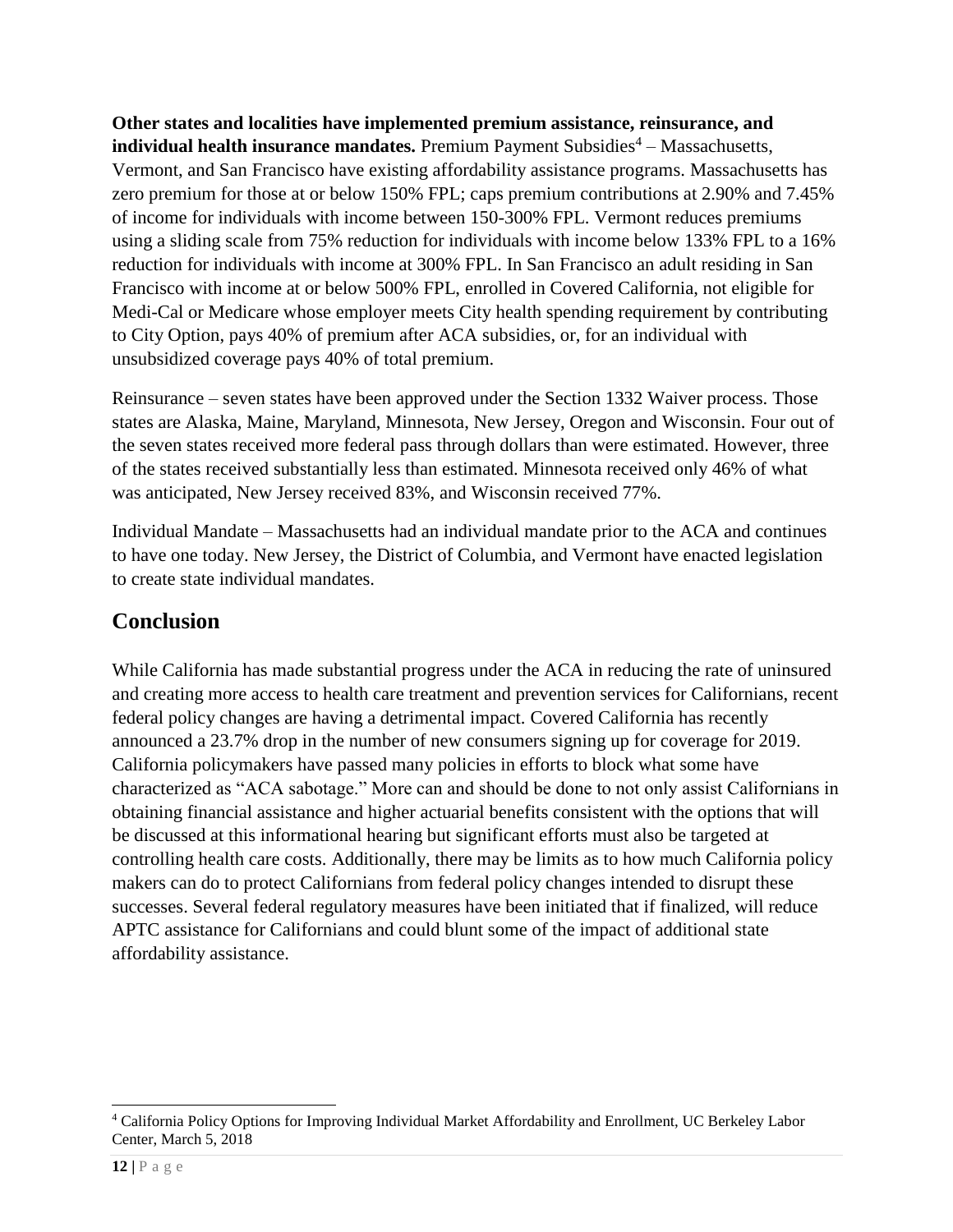**Other states and localities have implemented premium assistance, reinsurance, and individual health insurance mandates.** Premium Payment Subsidies[4] – Massachusetts, Vermont, and San Francisco have existing affordability assistance programs. Massachusetts has zero premium for those at or below 150% FPL; caps premium contributions at 2.90% and 7.45% of income for individuals with income between 150-300% FPL. Vermont reduces premiums using a sliding scale from 75% reduction for individuals with income below 133% FPL to a 16% reduction for individuals with income at 300% FPL. In San Francisco an adult residing in San Francisco with income at or below 500% FPL, enrolled in Covered California, not eligible for Medi-Cal or Medicare whose employer meets City health spending requirement by contributing to City Option, pays 40% of premium after ACA subsidies, or, for an individual with unsubsidized coverage pays 40% of total premium.

Reinsurance – seven states have been approved under the Section 1332 Waiver process. Those states are Alaska, Maine, Maryland, Minnesota, New Jersey, Oregon and Wisconsin. Four out of the seven states received more federal pass through dollars than were estimated. However, three of the states received substantially less than estimated. Minnesota received only 46% of what was anticipated, New Jersey received 83%, and Wisconsin received 77%.

Individual Mandate – Massachusetts had an individual mandate prior to the ACA and continues to have one today. New Jersey, the District of Columbia, and Vermont have enacted legislation to create state individual mandates.

## Conclusion

While California has made substantial progress under the ACA in reducing the rate of uninsured and creating more access to health care treatment and prevention services for Californians, recent federal policy changes are having a detrimental impact. Covered California has recently announced a 23.7% drop in the number of new consumers signing up for coverage for 2019. California policymakers have passed many policies in efforts to block what some have characterized as "ACA sabotage." More can and should be done to not only assist Californians in obtaining financial assistance and higher actuarial benefits consistent with the options that will be discussed at this informational hearing but significant efforts must also be targeted at controlling health care costs. Additionally, there may be limits as to how much California policy makers can do to protect Californians from federal policy changes intended to disrupt these successes. Several federal regulatory measures have been initiated that if finalized, will reduce APTC assistance for Californians and could blunt some of the impact of additional state affordability assistance.

[4] California Policy Options for Improving Individual Market Affordability and Enrollment, UC Berkeley Labor Center, March 5, 2018